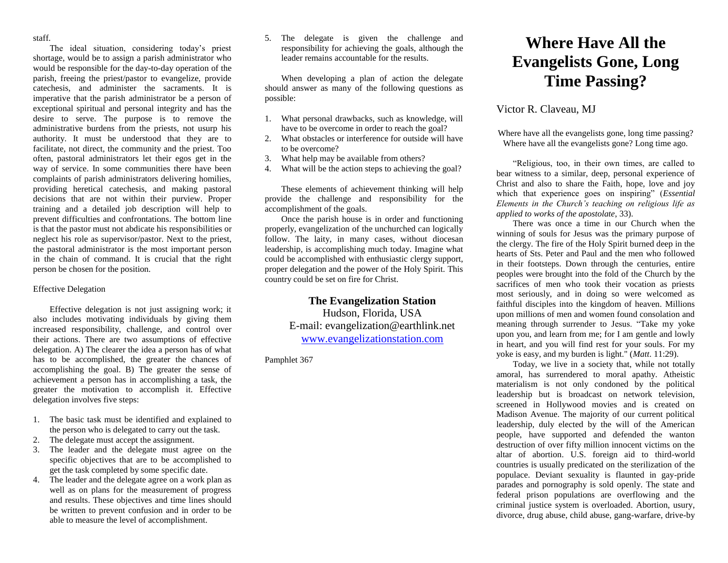staff.

The ideal situation, considering today's priest shortage, would be to assign a parish administrator who would be responsible for the day-to-day operation of the parish, freeing the priest/pastor to evangelize, provide catechesis, and administer the sacraments. It is imperative that the parish administrator be a person of exceptional spiritual and personal integrity and has the desire to serve. The purpose is to remove the administrative burdens from the priests, not usurp his authority. It must be understood that they are to facilitate, not direct, the community and the priest. Too often, pastoral administrators let their egos get in the way of service. In some communities there have been complaints of parish administrators delivering homilies, providing heretical catechesis, and making pastoral decisions that are not within their purview. Proper training and a detailed job description will help to prevent difficulties and confrontations. The bottom line is that the pastor must not abdicate his responsibilities or neglect his role as supervisor/pastor. Next to the priest, the pastoral administrator is the most important person in the chain of command. It is crucial that the right person be chosen for the position.

Effective Delegation

Effective delegation is not just assigning work; it also includes motivating individuals by giving them increased responsibility, challenge, and control over their actions. There are two assumptions of effective delegation. A) The clearer the idea a person has of what has to be accomplished, the greater the chances of accomplishing the goal. B) The greater the sense of achievement a person has in accomplishing a task, the greater the motivation to accomplish it. Effective delegation involves five steps:

1. The basic task must be identified and explained to the person who is delegated to carry out the task.
2. The delegate must accept the assignment.
3. The leader and the delegate must agree on the specific objectives that are to be accomplished to get the task completed by some specific date.
4. The leader and the delegate agree on a work plan as well as on plans for the measurement of progress and results. These objectives and time lines should be written to prevent confusion and in order to be able to measure the level of accomplishment.
5. The delegate is given the challenge and responsibility for achieving the goals, although the leader remains accountable for the results.

When developing a plan of action the delegate should answer as many of the following questions as possible:

1. What personal drawbacks, such as knowledge, will have to be overcome in order to reach the goal?
2. What obstacles or interference for outside will have to be overcome?
3. What help may be available from others?
4. What will be the action steps to achieving the goal?

These elements of achievement thinking will help provide the challenge and responsibility for the accomplishment of the goals.

Once the parish house is in order and functioning properly, evangelization of the unchurched can logically follow. The laity, in many cases, without diocesan leadership, is accomplishing much today. Imagine what could be accomplished with enthusiastic clergy support, proper delegation and the power of the Holy Spirit. This country could be set on fire for Christ.

**The Evangelization Station**
Hudson, Florida, USA
E-mail: evangelization@earthlink.net
www.evangelizationstation.com

Pamphlet 367

# Where Have All the Evangelists Gone, Long Time Passing?

Victor R. Claveau, MJ

Where have all the evangelists gone, long time passing?
Where have all the evangelists gone? Long time ago.

"Religious, too, in their own times, are called to bear witness to a similar, deep, personal experience of Christ and also to share the Faith, hope, love and joy which that experience goes on inspiring" (*Essential Elements in the Church's teaching on religious life as applied to works of the apostolate*, 33).

There was once a time in our Church when the winning of souls for Jesus was the primary purpose of the clergy. The fire of the Holy Spirit burned deep in the hearts of Sts. Peter and Paul and the men who followed in their footsteps. Down through the centuries, entire peoples were brought into the fold of the Church by the sacrifices of men who took their vocation as priests most seriously, and in doing so were welcomed as faithful disciples into the kingdom of heaven. Millions upon millions of men and women found consolation and meaning through surrender to Jesus. "Take my yoke upon you, and learn from me; for I am gentle and lowly in heart, and you will find rest for your souls. For my yoke is easy, and my burden is light." (*Matt*. 11:29).

Today, we live in a society that, while not totally amoral, has surrendered to moral apathy. Atheistic materialism is not only condoned by the political leadership but is broadcast on network television, screened in Hollywood movies and is created on Madison Avenue. The majority of our current political leadership, duly elected by the will of the American people, have supported and defended the wanton destruction of over fifty million innocent victims on the altar of abortion. U.S. foreign aid to third-world countries is usually predicated on the sterilization of the populace. Deviant sexuality is flaunted in gay-pride parades and pornography is sold openly. The state and federal prison populations are overflowing and the criminal justice system is overloaded. Abortion, usury, divorce, drug abuse, child abuse, gang-warfare, drive-by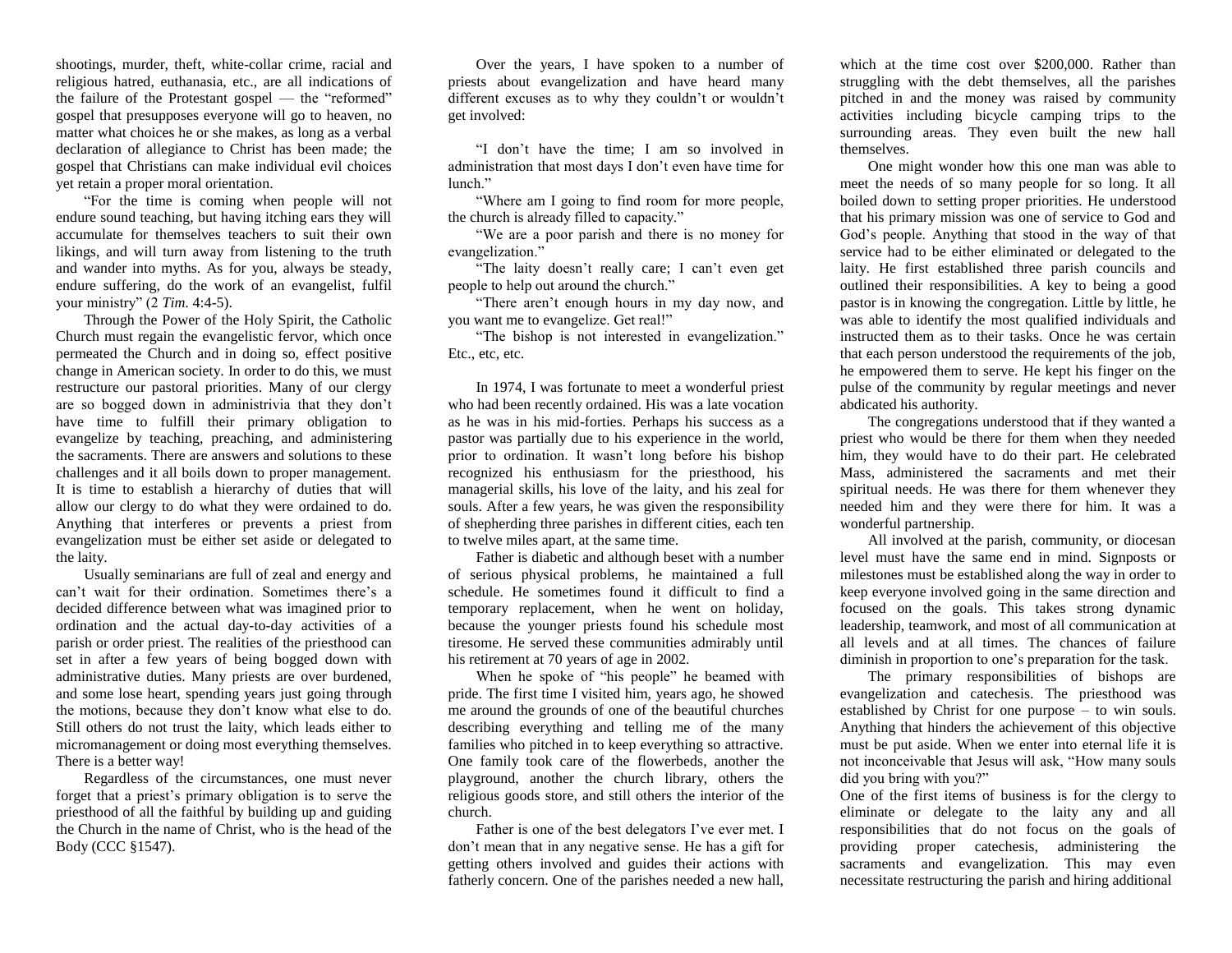shootings, murder, theft, white-collar crime, racial and religious hatred, euthanasia, etc., are all indications of the failure of the Protestant gospel — the "reformed" gospel that presupposes everyone will go to heaven, no matter what choices he or she makes, as long as a verbal declaration of allegiance to Christ has been made; the gospel that Christians can make individual evil choices yet retain a proper moral orientation.

"For the time is coming when people will not endure sound teaching, but having itching ears they will accumulate for themselves teachers to suit their own likings, and will turn away from listening to the truth and wander into myths. As for you, always be steady, endure suffering, do the work of an evangelist, fulfil your ministry" (2 *Tim.* 4:4-5).

Through the Power of the Holy Spirit, the Catholic Church must regain the evangelistic fervor, which once permeated the Church and in doing so, effect positive change in American society. In order to do this, we must restructure our pastoral priorities. Many of our clergy are so bogged down in administrivia that they don't have time to fulfill their primary obligation to evangelize by teaching, preaching, and administering the sacraments. There are answers and solutions to these challenges and it all boils down to proper management. It is time to establish a hierarchy of duties that will allow our clergy to do what they were ordained to do. Anything that interferes or prevents a priest from evangelization must be either set aside or delegated to the laity.

Usually seminarians are full of zeal and energy and can't wait for their ordination. Sometimes there's a decided difference between what was imagined prior to ordination and the actual day-to-day activities of a parish or order priest. The realities of the priesthood can set in after a few years of being bogged down with administrative duties. Many priests are over burdened, and some lose heart, spending years just going through the motions, because they don't know what else to do. Still others do not trust the laity, which leads either to micromanagement or doing most everything themselves. There is a better way!

Regardless of the circumstances, one must never forget that a priest's primary obligation is to serve the priesthood of all the faithful by building up and guiding the Church in the name of Christ, who is the head of the Body (CCC §1547).

Over the years, I have spoken to a number of priests about evangelization and have heard many different excuses as to why they couldn't or wouldn't get involved:

"I don't have the time; I am so involved in administration that most days I don't even have time for lunch."

"Where am I going to find room for more people, the church is already filled to capacity."

"We are a poor parish and there is no money for evangelization."

"The laity doesn't really care; I can't even get people to help out around the church."

"There aren't enough hours in my day now, and you want me to evangelize. Get real!"

"The bishop is not interested in evangelization." Etc., etc, etc.

In 1974, I was fortunate to meet a wonderful priest who had been recently ordained. His was a late vocation as he was in his mid-forties. Perhaps his success as a pastor was partially due to his experience in the world, prior to ordination. It wasn't long before his bishop recognized his enthusiasm for the priesthood, his managerial skills, his love of the laity, and his zeal for souls. After a few years, he was given the responsibility of shepherding three parishes in different cities, each ten to twelve miles apart, at the same time.

Father is diabetic and although beset with a number of serious physical problems, he maintained a full schedule. He sometimes found it difficult to find a temporary replacement, when he went on holiday, because the younger priests found his schedule most tiresome. He served these communities admirably until his retirement at 70 years of age in 2002.

When he spoke of "his people" he beamed with pride. The first time I visited him, years ago, he showed me around the grounds of one of the beautiful churches describing everything and telling me of the many families who pitched in to keep everything so attractive. One family took care of the flowerbeds, another the playground, another the church library, others the religious goods store, and still others the interior of the church.

Father is one of the best delegators I've ever met. I don't mean that in any negative sense. He has a gift for getting others involved and guides their actions with fatherly concern. One of the parishes needed a new hall, which at the time cost over $200,000. Rather than struggling with the debt themselves, all the parishes pitched in and the money was raised by community activities including bicycle camping trips to the surrounding areas. They even built the new hall themselves.

One might wonder how this one man was able to meet the needs of so many people for so long. It all boiled down to setting proper priorities. He understood that his primary mission was one of service to God and God's people. Anything that stood in the way of that service had to be either eliminated or delegated to the laity. He first established three parish councils and outlined their responsibilities. A key to being a good pastor is in knowing the congregation. Little by little, he was able to identify the most qualified individuals and instructed them as to their tasks. Once he was certain that each person understood the requirements of the job, he empowered them to serve. He kept his finger on the pulse of the community by regular meetings and never abdicated his authority.

The congregations understood that if they wanted a priest who would be there for them when they needed him, they would have to do their part. He celebrated Mass, administered the sacraments and met their spiritual needs. He was there for them whenever they needed him and they were there for him. It was a wonderful partnership.

All involved at the parish, community, or diocesan level must have the same end in mind. Signposts or milestones must be established along the way in order to keep everyone involved going in the same direction and focused on the goals. This takes strong dynamic leadership, teamwork, and most of all communication at all levels and at all times. The chances of failure diminish in proportion to one's preparation for the task.

The primary responsibilities of bishops are evangelization and catechesis. The priesthood was established by Christ for one purpose – to win souls. Anything that hinders the achievement of this objective must be put aside. When we enter into eternal life it is not inconceivable that Jesus will ask, "How many souls did you bring with you?"

One of the first items of business is for the clergy to eliminate or delegate to the laity any and all responsibilities that do not focus on the goals of providing proper catechesis, administering the sacraments and evangelization. This may even necessitate restructuring the parish and hiring additional